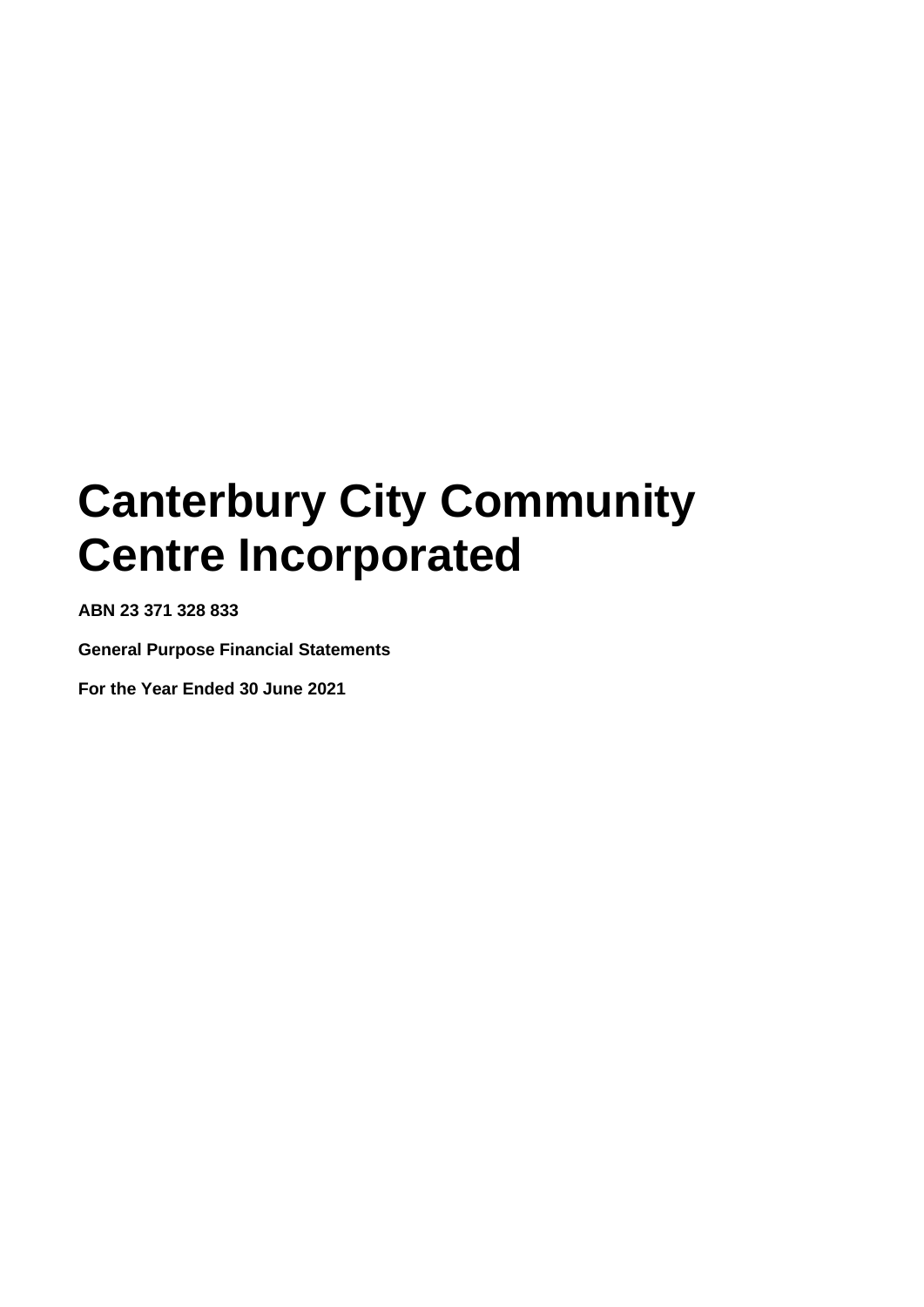# Canterbury City Community Centre Incorporated

**ABN 23 371 328 833**

**General Purpose Financial Statements**

**For the Year Ended 30 June 2021**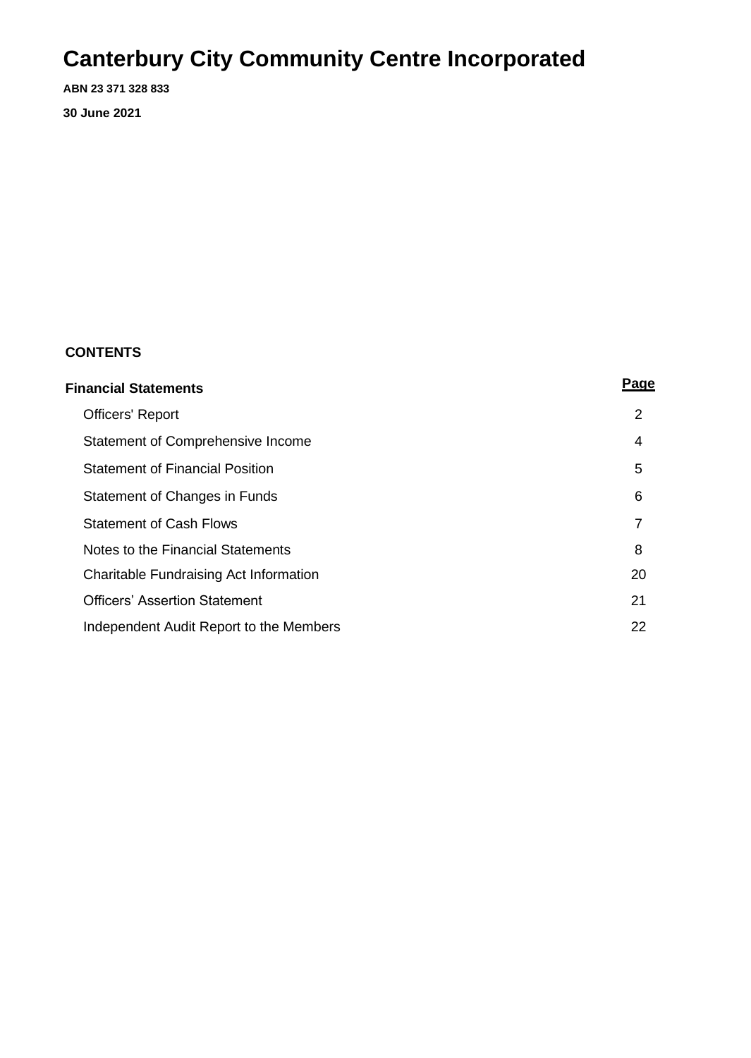# Canterbury City Community Centre Incorporated

**ABN 23 371 328 833**

**30 June 2021**

**CONTENTS**

| **Financial Statements** | **Page** |
|---|---|
| Officers' Report | 2 |
| Statement of Comprehensive Income | 4 |
| Statement of Financial Position | 5 |
| Statement of Changes in Funds | 6 |
| Statement of Cash Flows | 7 |
| Notes to the Financial Statements | 8 |
| Charitable Fundraising Act Information | 20 |
| Officers' Assertion Statement | 21 |
| Independent Audit Report to the Members | 22 |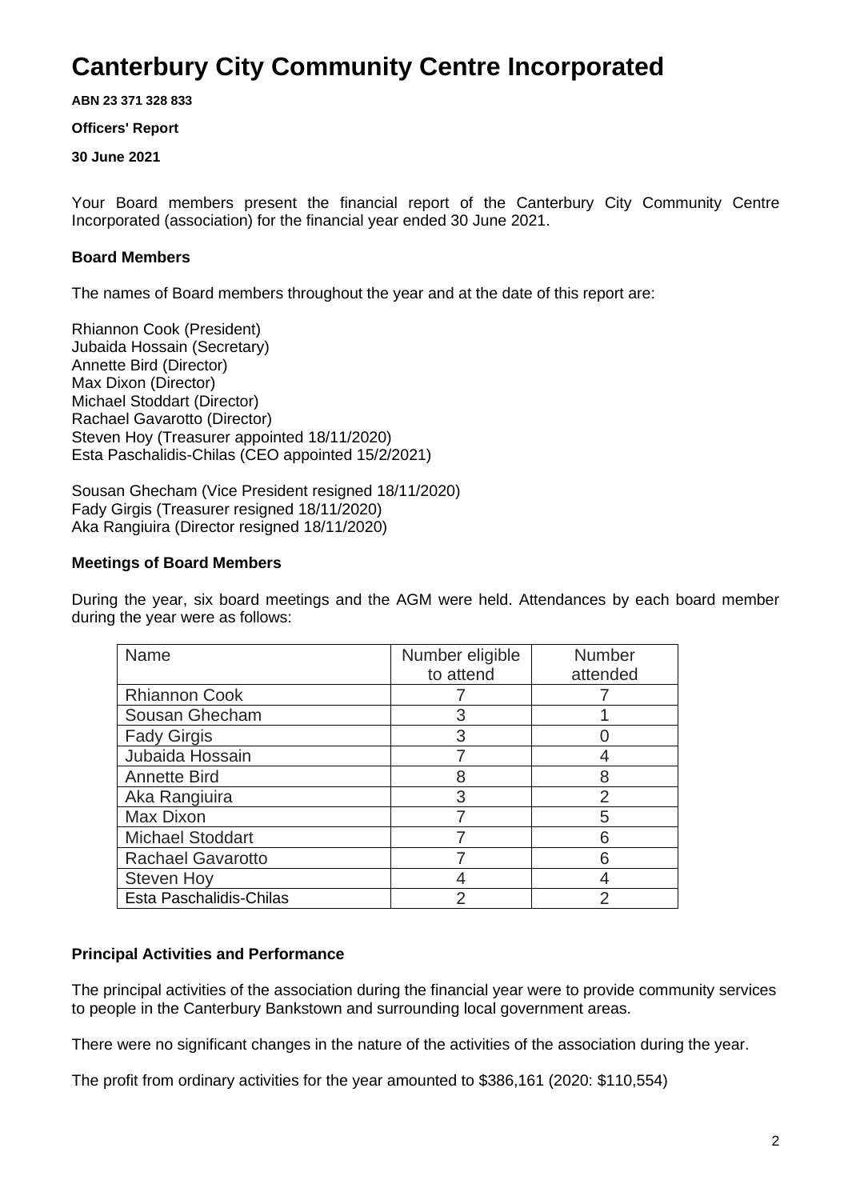# Canterbury City Community Centre Incorporated

**ABN 23 371 328 833**

**Officers' Report**

**30 June 2021**

Your Board members present the financial report of the Canterbury City Community Centre Incorporated (association) for the financial year ended 30 June 2021.

## Board Members

The names of Board members throughout the year and at the date of this report are:

Rhiannon Cook (President)
Jubaida Hossain (Secretary)
Annette Bird (Director)
Max Dixon (Director)
Michael Stoddart (Director)
Rachael Gavarotto (Director)
Steven Hoy (Treasurer appointed 18/11/2020)
Esta Paschalidis-Chilas (CEO appointed 15/2/2021)

Sousan Ghecham (Vice President resigned 18/11/2020)
Fady Girgis (Treasurer resigned 18/11/2020)
Aka Rangiuira (Director resigned 18/11/2020)

## Meetings of Board Members

During the year, six board meetings and the AGM were held. Attendances by each board member during the year were as follows:

| Name | Number eligible to attend | Number attended |
|---|---|---|
| Rhiannon Cook | 7 | 7 |
| Sousan Ghecham | 3 | 1 |
| Fady Girgis | 3 | 0 |
| Jubaida Hossain | 7 | 4 |
| Annette Bird | 8 | 8 |
| Aka Rangiuira | 3 | 2 |
| Max Dixon | 7 | 5 |
| Michael Stoddart | 7 | 6 |
| Rachael Gavarotto | 7 | 6 |
| Steven Hoy | 4 | 4 |
| Esta Paschalidis-Chilas | 2 | 2 |

## Principal Activities and Performance

The principal activities of the association during the financial year were to provide community services to people in the Canterbury Bankstown and surrounding local government areas.

There were no significant changes in the nature of the activities of the association during the year.

The profit from ordinary activities for the year amounted to $386,161 (2020: $110,554)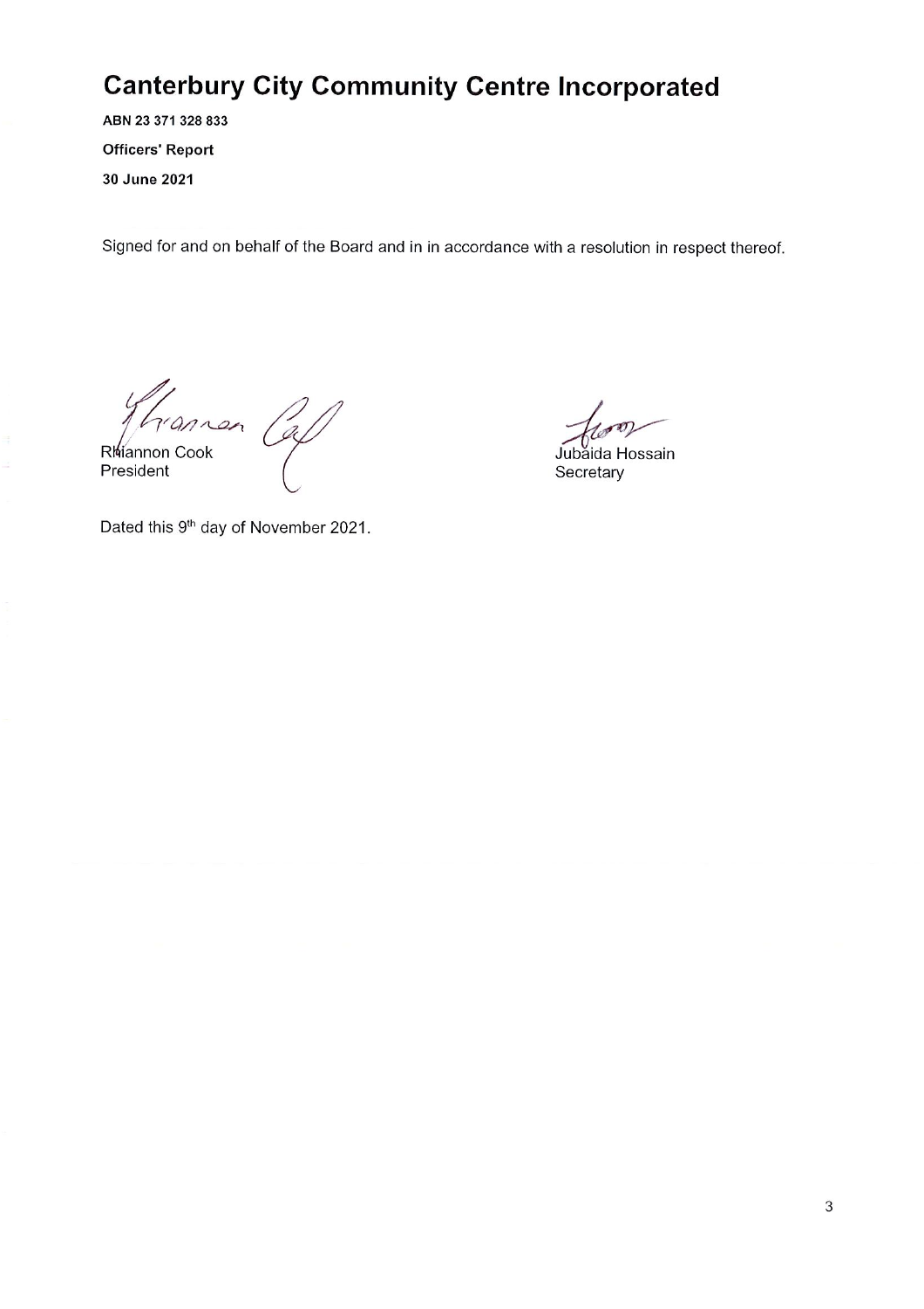# Canterbury City Community Centre Incorporated

**ABN 23 371 328 833**

**Officers' Report**

**30 June 2021**

Signed for and on behalf of the Board and in in accordance with a resolution in respect thereof.

Rhiannon Cook
President

Jubaida Hossain
Secretary

Dated this 9th day of November 2021.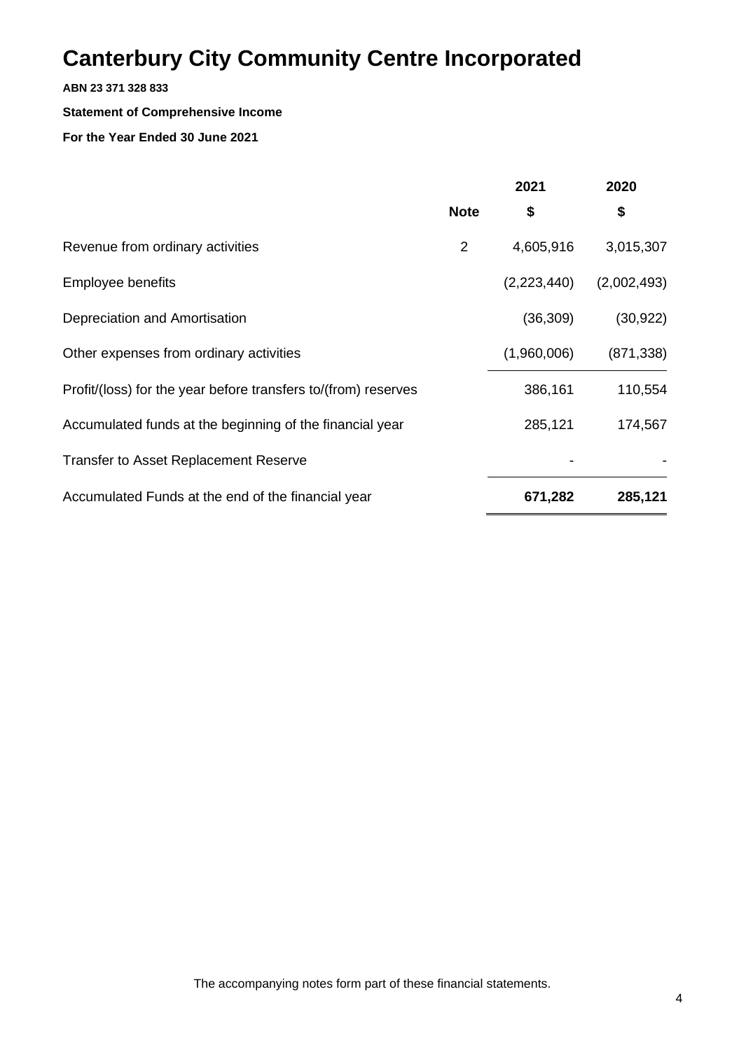# Canterbury City Community Centre Incorporated

**ABN 23 371 328 833**

**Statement of Comprehensive Income**

**For the Year Ended 30 June 2021**

| | Note | 2021<br>$ | 2020<br>$ |
|---|---|---|---|
| Revenue from ordinary activities | 2 | 4,605,916 | 3,015,307 |
| Employee benefits | | (2,223,440) | (2,002,493) |
| Depreciation and Amortisation | | (36,309) | (30,922) |
| Other expenses from ordinary activities | | (1,960,006) | (871,338) |
| Profit/(loss) for the year before transfers to/(from) reserves | | 386,161 | 110,554 |
| Accumulated funds at the beginning of the financial year | | 285,121 | 174,567 |
| Transfer to Asset Replacement Reserve | | - | - |
| Accumulated Funds at the end of the financial year | | **671,282** | **285,121** |

The accompanying notes form part of these financial statements.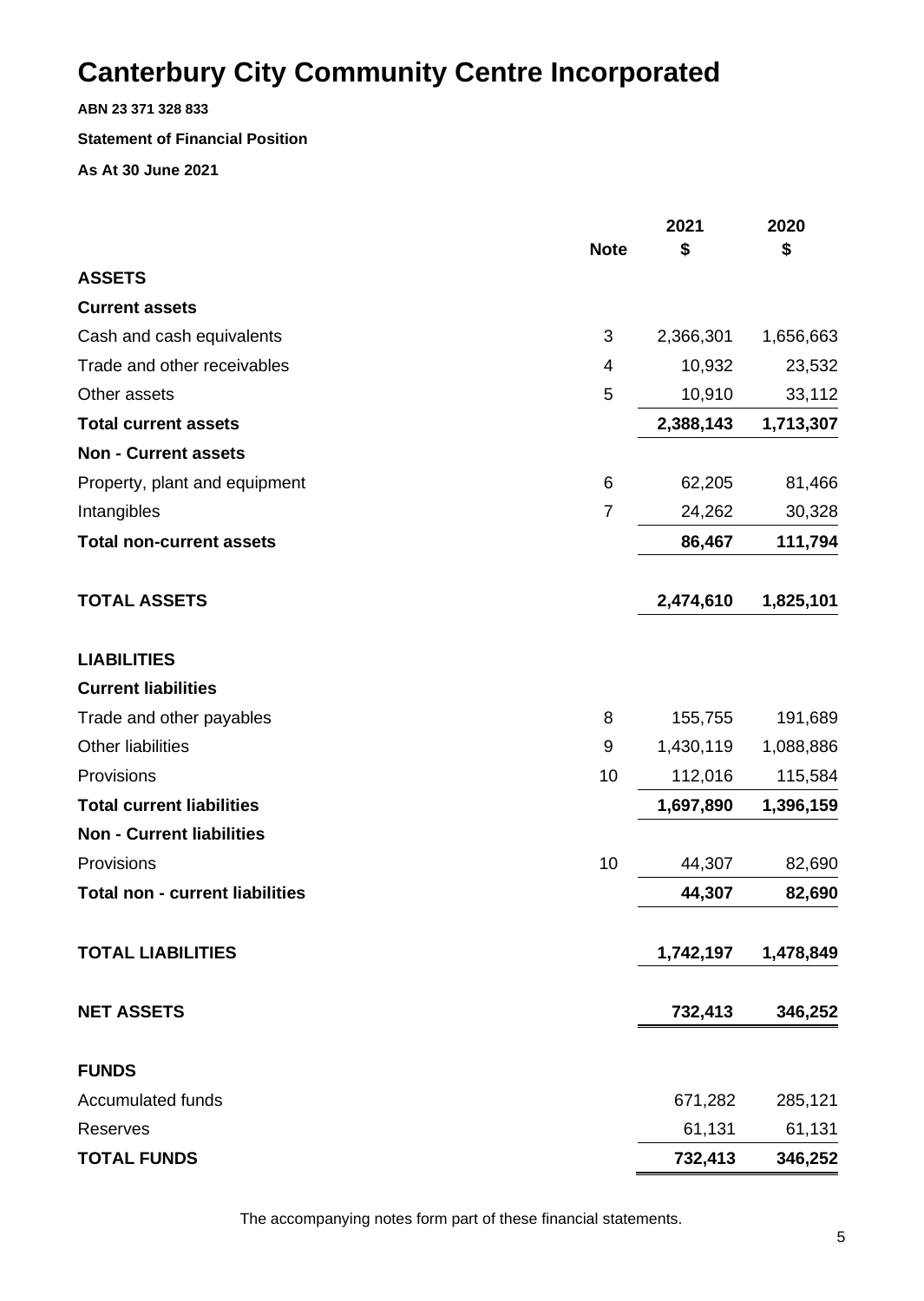# Canterbury City Community Centre Incorporated

**ABN 23 371 328 833**

**Statement of Financial Position**

**As At 30 June 2021**

| | Note | 2021 $ | 2020 $ |
|---|---|---|---|
| **ASSETS** | | | |
| **Current assets** | | | |
| Cash and cash equivalents | 3 | 2,366,301 | 1,656,663 |
| Trade and other receivables | 4 | 10,932 | 23,532 |
| Other assets | 5 | 10,910 | 33,112 |
| **Total current assets** | | **2,388,143** | **1,713,307** |
| **Non - Current assets** | | | |
| Property, plant and equipment | 6 | 62,205 | 81,466 |
| Intangibles | 7 | 24,262 | 30,328 |
| **Total non-current assets** | | **86,467** | **111,794** |
| **TOTAL ASSETS** | | **2,474,610** | **1,825,101** |
| **LIABILITIES** | | | |
| **Current liabilities** | | | |
| Trade and other payables | 8 | 155,755 | 191,689 |
| Other liabilities | 9 | 1,430,119 | 1,088,886 |
| Provisions | 10 | 112,016 | 115,584 |
| **Total current liabilities** | | **1,697,890** | **1,396,159** |
| **Non - Current liabilities** | | | |
| Provisions | 10 | 44,307 | 82,690 |
| **Total non - current liabilities** | | **44,307** | **82,690** |
| **TOTAL LIABILITIES** | | **1,742,197** | **1,478,849** |
| **NET ASSETS** | | **732,413** | **346,252** |
| **FUNDS** | | | |
| Accumulated funds | | 671,282 | 285,121 |
| Reserves | | 61,131 | 61,131 |
| **TOTAL FUNDS** | | **732,413** | **346,252** |

The accompanying notes form part of these financial statements.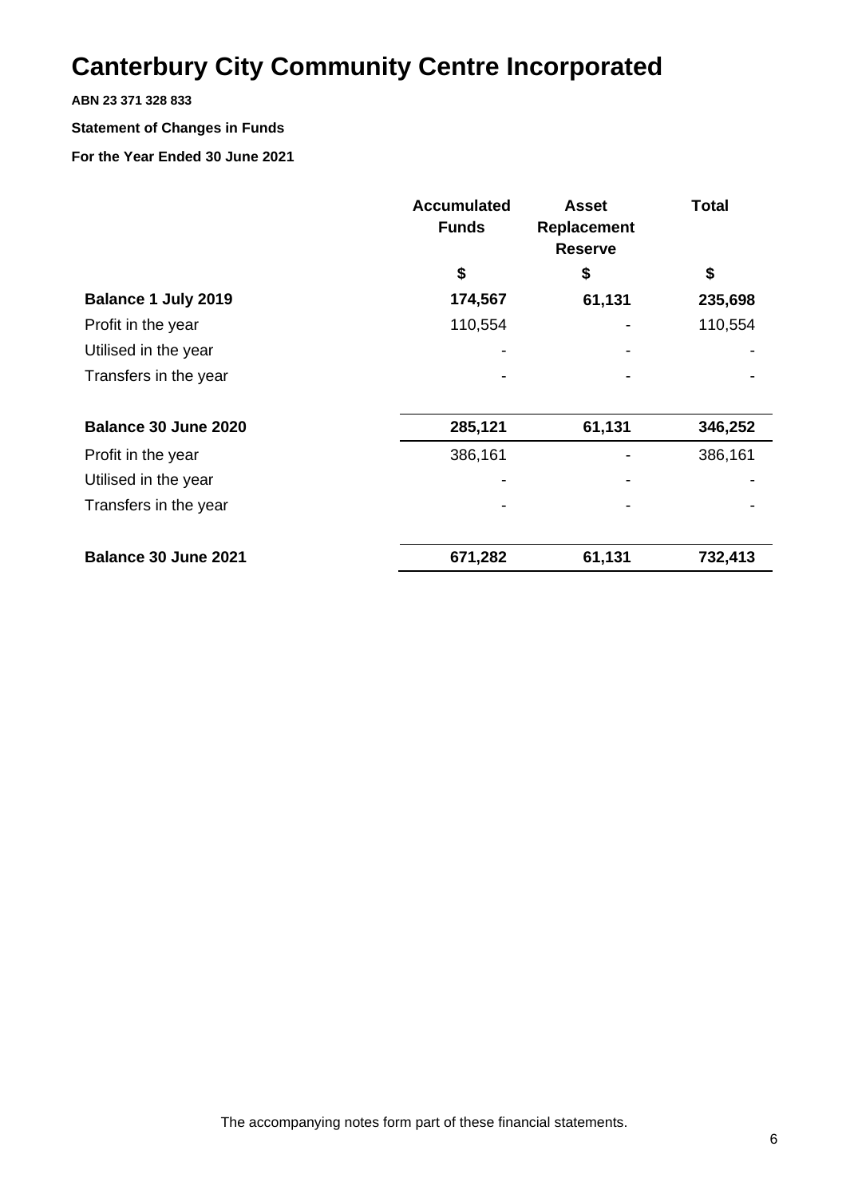# Canterbury City Community Centre Incorporated

**ABN 23 371 328 833**

**Statement of Changes in Funds**

**For the Year Ended 30 June 2021**

| | Accumulated Funds | Asset Replacement Reserve | Total |
|---|---|---|---|
| | $ | $ | $ |
| **Balance 1 July 2019** | **174,567** | **61,131** | **235,698** |
| Profit in the year | 110,554 | - | 110,554 |
| Utilised in the year | - | - | - |
| Transfers in the year | - | - | - |
| **Balance 30 June 2020** | **285,121** | **61,131** | **346,252** |
| Profit in the year | 386,161 | - | 386,161 |
| Utilised in the year | - | - | - |
| Transfers in the year | - | - | - |
| **Balance 30 June 2021** | **671,282** | **61,131** | **732,413** |

The accompanying notes form part of these financial statements.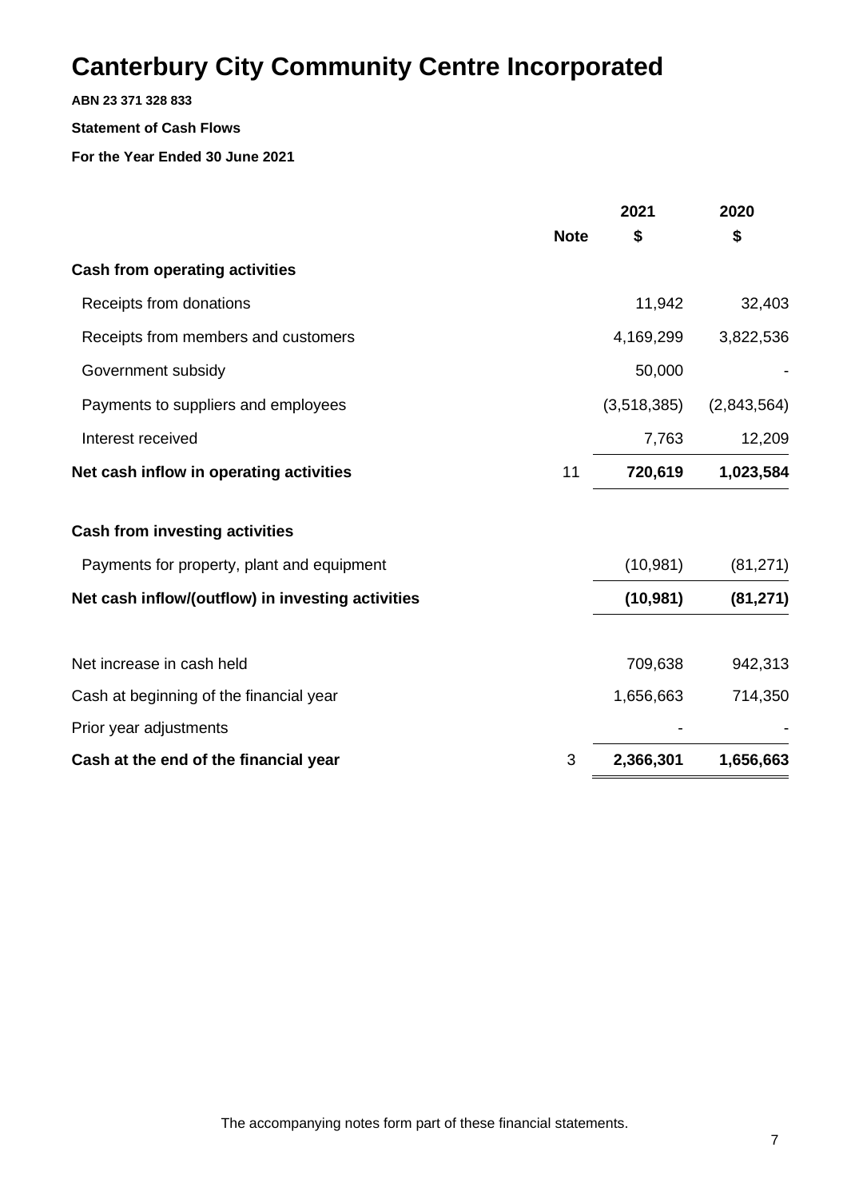# Canterbury City Community Centre Incorporated

**ABN 23 371 328 833**

**Statement of Cash Flows**

**For the Year Ended 30 June 2021**

| | Note | 2021<br>$ | 2020<br>$ |
|---|---|---|---|
| **Cash from operating activities** | | | |
| Receipts from donations | | 11,942 | 32,403 |
| Receipts from members and customers | | 4,169,299 | 3,822,536 |
| Government subsidy | | 50,000 | - |
| Payments to suppliers and employees | | (3,518,385) | (2,843,564) |
| Interest received | | 7,763 | 12,209 |
| **Net cash inflow in operating activities** | 11 | **720,619** | **1,023,584** |
| **Cash from investing activities** | | | |
| Payments for property, plant and equipment | | (10,981) | (81,271) |
| **Net cash inflow/(outflow) in investing activities** | | **(10,981)** | **(81,271)** |
| Net increase in cash held | | 709,638 | 942,313 |
| Cash at beginning of the financial year | | 1,656,663 | 714,350 |
| Prior year adjustments | | - | - |
| **Cash at the end of the financial year** | 3 | **2,366,301** | **1,656,663** |

The accompanying notes form part of these financial statements.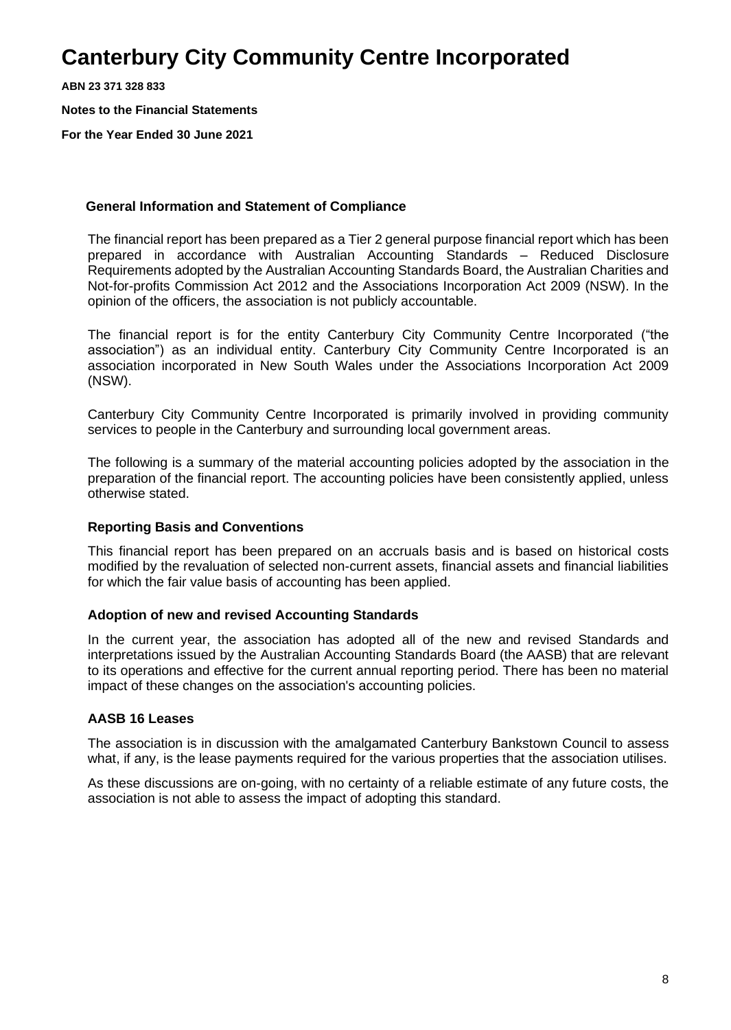# Canterbury City Community Centre Incorporated

**ABN 23 371 328 833**

**Notes to the Financial Statements**

**For the Year Ended 30 June 2021**

### General Information and Statement of Compliance

The financial report has been prepared as a Tier 2 general purpose financial report which has been prepared in accordance with Australian Accounting Standards – Reduced Disclosure Requirements adopted by the Australian Accounting Standards Board, the Australian Charities and Not-for-profits Commission Act 2012 and the Associations Incorporation Act 2009 (NSW). In the opinion of the officers, the association is not publicly accountable.

The financial report is for the entity Canterbury City Community Centre Incorporated ("the association") as an individual entity. Canterbury City Community Centre Incorporated is an association incorporated in New South Wales under the Associations Incorporation Act 2009 (NSW).

Canterbury City Community Centre Incorporated is primarily involved in providing community services to people in the Canterbury and surrounding local government areas.

The following is a summary of the material accounting policies adopted by the association in the preparation of the financial report. The accounting policies have been consistently applied, unless otherwise stated.

### Reporting Basis and Conventions

This financial report has been prepared on an accruals basis and is based on historical costs modified by the revaluation of selected non-current assets, financial assets and financial liabilities for which the fair value basis of accounting has been applied.

### Adoption of new and revised Accounting Standards

In the current year, the association has adopted all of the new and revised Standards and interpretations issued by the Australian Accounting Standards Board (the AASB) that are relevant to its operations and effective for the current annual reporting period. There has been no material impact of these changes on the association's accounting policies.

### AASB 16 Leases

The association is in discussion with the amalgamated Canterbury Bankstown Council to assess what, if any, is the lease payments required for the various properties that the association utilises.

As these discussions are on-going, with no certainty of a reliable estimate of any future costs, the association is not able to assess the impact of adopting this standard.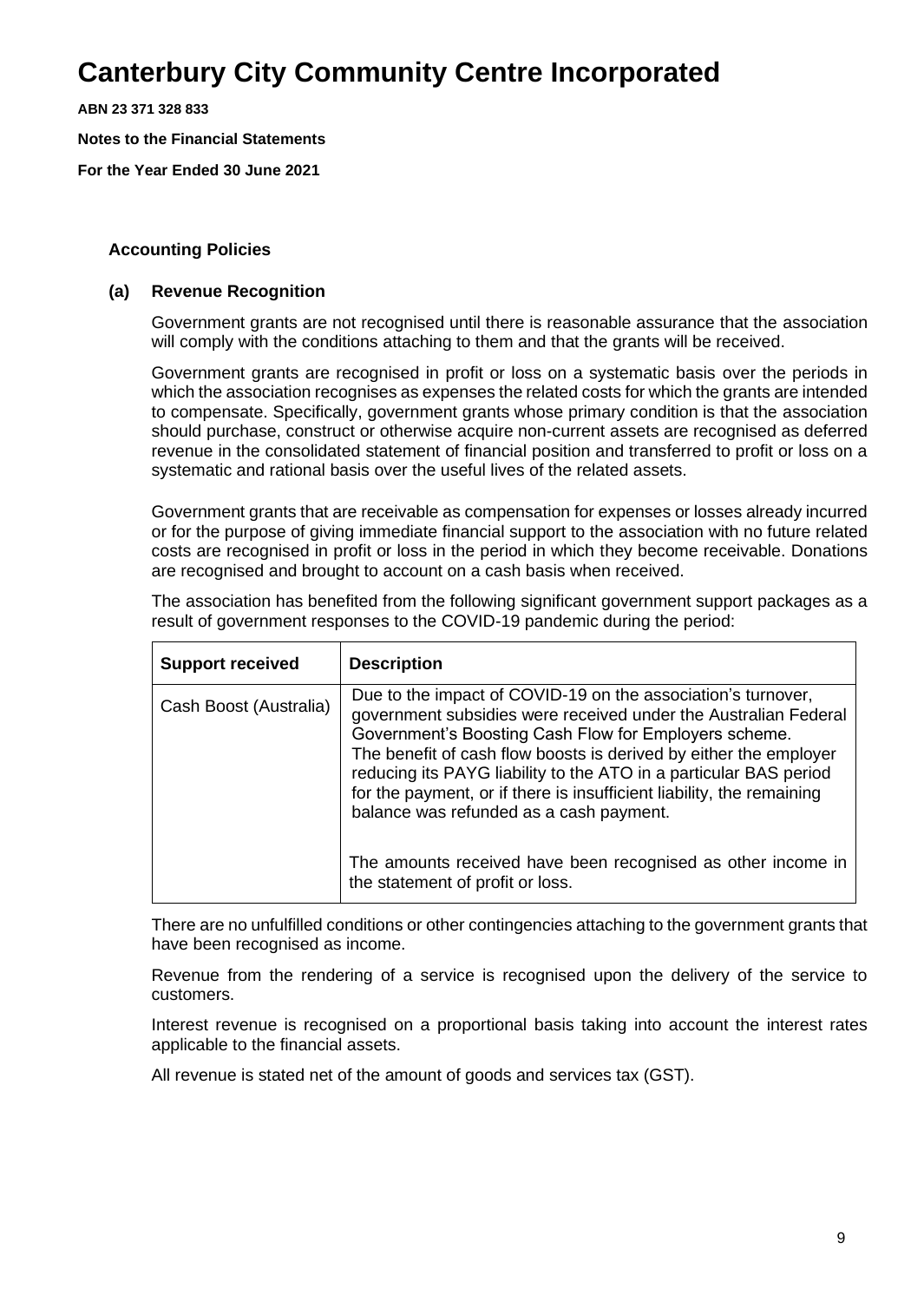# Canterbury City Community Centre Incorporated

**ABN 23 371 328 833**

**Notes to the Financial Statements**

**For the Year Ended 30 June 2021**

### Accounting Policies

#### (a) Revenue Recognition

Government grants are not recognised until there is reasonable assurance that the association will comply with the conditions attaching to them and that the grants will be received.

Government grants are recognised in profit or loss on a systematic basis over the periods in which the association recognises as expenses the related costs for which the grants are intended to compensate. Specifically, government grants whose primary condition is that the association should purchase, construct or otherwise acquire non-current assets are recognised as deferred revenue in the consolidated statement of financial position and transferred to profit or loss on a systematic and rational basis over the useful lives of the related assets.

Government grants that are receivable as compensation for expenses or losses already incurred or for the purpose of giving immediate financial support to the association with no future related costs are recognised in profit or loss in the period in which they become receivable. Donations are recognised and brought to account on a cash basis when received.

The association has benefited from the following significant government support packages as a result of government responses to the COVID-19 pandemic during the period:

| Support received | Description |
| --- | --- |
| Cash Boost (Australia) | Due to the impact of COVID-19 on the association's turnover, government subsidies were received under the Australian Federal Government's Boosting Cash Flow for Employers scheme. The benefit of cash flow boosts is derived by either the employer reducing its PAYG liability to the ATO in a particular BAS period for the payment, or if there is insufficient liability, the remaining balance was refunded as a cash payment.<br><br>The amounts received have been recognised as other income in the statement of profit or loss. |

There are no unfulfilled conditions or other contingencies attaching to the government grants that have been recognised as income.

Revenue from the rendering of a service is recognised upon the delivery of the service to customers.

Interest revenue is recognised on a proportional basis taking into account the interest rates applicable to the financial assets.

All revenue is stated net of the amount of goods and services tax (GST).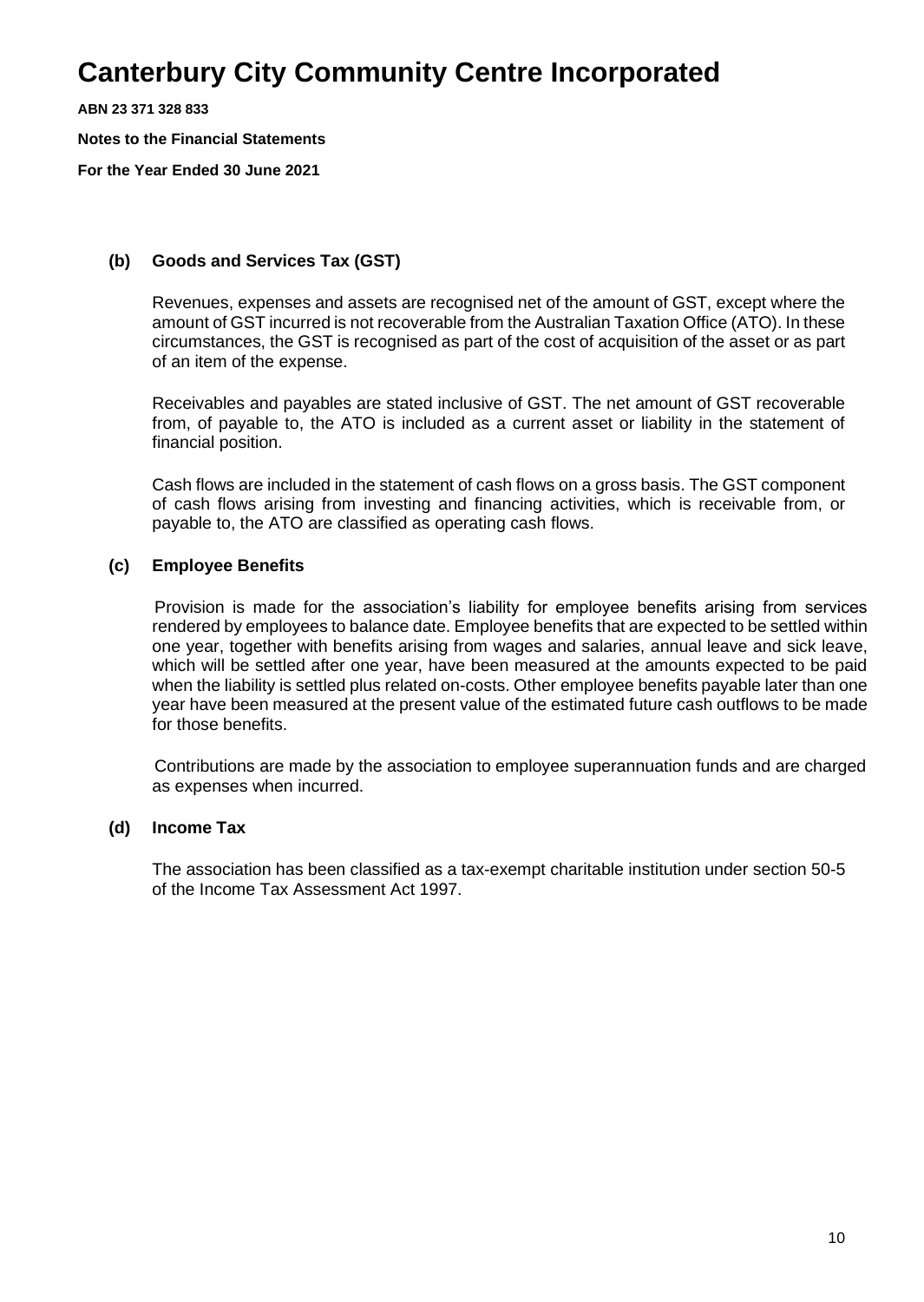# Canterbury City Community Centre Incorporated

**ABN 23 371 328 833**

**Notes to the Financial Statements**

**For the Year Ended 30 June 2021**

### (b) Goods and Services Tax (GST)

Revenues, expenses and assets are recognised net of the amount of GST, except where the amount of GST incurred is not recoverable from the Australian Taxation Office (ATO). In these circumstances, the GST is recognised as part of the cost of acquisition of the asset or as part of an item of the expense.

Receivables and payables are stated inclusive of GST. The net amount of GST recoverable from, of payable to, the ATO is included as a current asset or liability in the statement of financial position.

Cash flows are included in the statement of cash flows on a gross basis. The GST component of cash flows arising from investing and financing activities, which is receivable from, or payable to, the ATO are classified as operating cash flows.

### (c) Employee Benefits

Provision is made for the association's liability for employee benefits arising from services rendered by employees to balance date. Employee benefits that are expected to be settled within one year, together with benefits arising from wages and salaries, annual leave and sick leave, which will be settled after one year, have been measured at the amounts expected to be paid when the liability is settled plus related on-costs. Other employee benefits payable later than one year have been measured at the present value of the estimated future cash outflows to be made for those benefits.

Contributions are made by the association to employee superannuation funds and are charged as expenses when incurred.

### (d) Income Tax

The association has been classified as a tax-exempt charitable institution under section 50-5 of the Income Tax Assessment Act 1997.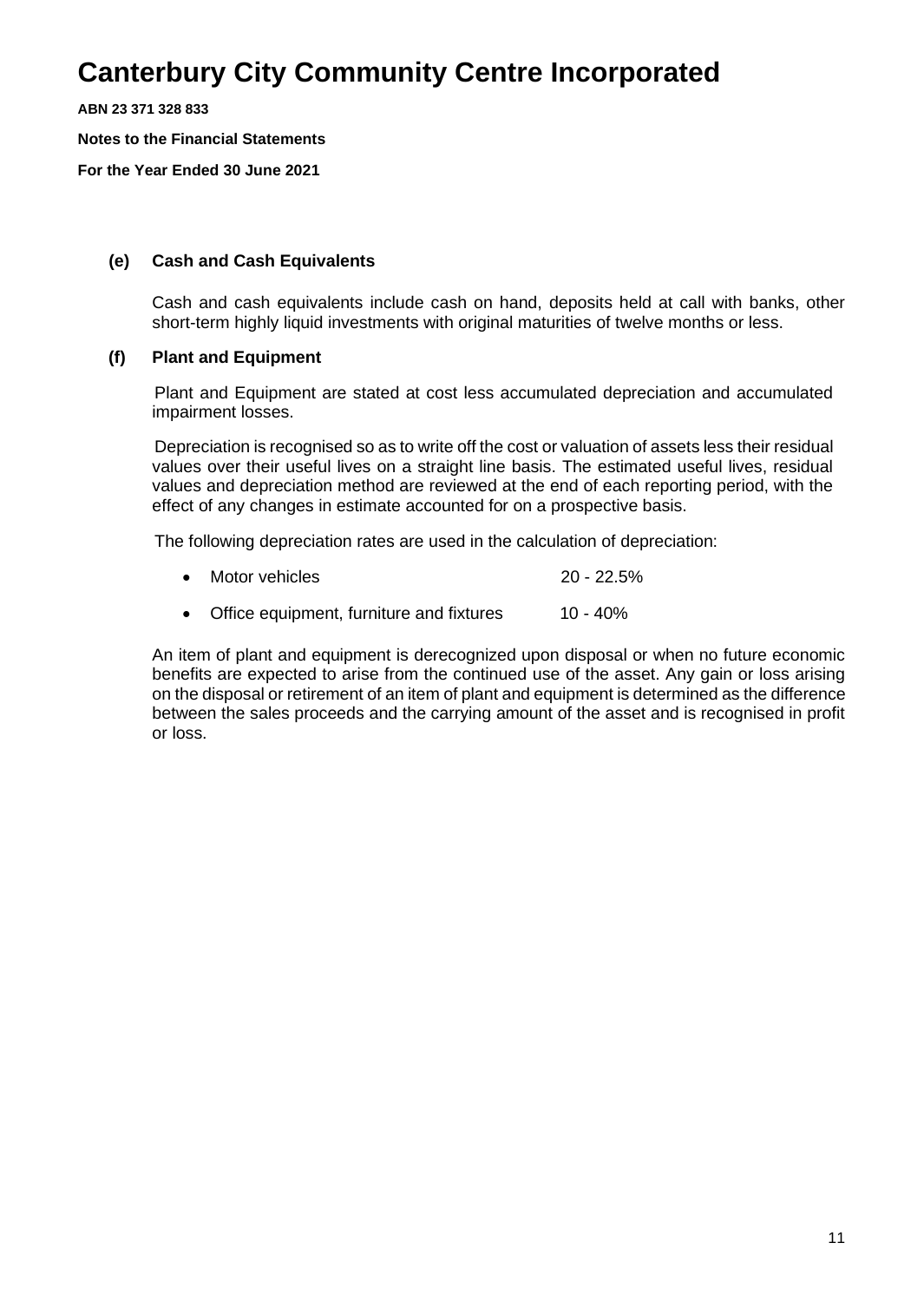# Canterbury City Community Centre Incorporated

**ABN 23 371 328 833**

**Notes to the Financial Statements**

**For the Year Ended 30 June 2021**

### (e) Cash and Cash Equivalents

Cash and cash equivalents include cash on hand, deposits held at call with banks, other short-term highly liquid investments with original maturities of twelve months or less.

### (f) Plant and Equipment

Plant and Equipment are stated at cost less accumulated depreciation and accumulated impairment losses.

Depreciation is recognised so as to write off the cost or valuation of assets less their residual values over their useful lives on a straight line basis. The estimated useful lives, residual values and depreciation method are reviewed at the end of each reporting period, with the effect of any changes in estimate accounted for on a prospective basis.

The following depreciation rates are used in the calculation of depreciation:

- Motor vehicles 20 - 22.5%
- Office equipment, furniture and fixtures 10 - 40%

An item of plant and equipment is derecognized upon disposal or when no future economic benefits are expected to arise from the continued use of the asset. Any gain or loss arising on the disposal or retirement of an item of plant and equipment is determined as the difference between the sales proceeds and the carrying amount of the asset and is recognised in profit or loss.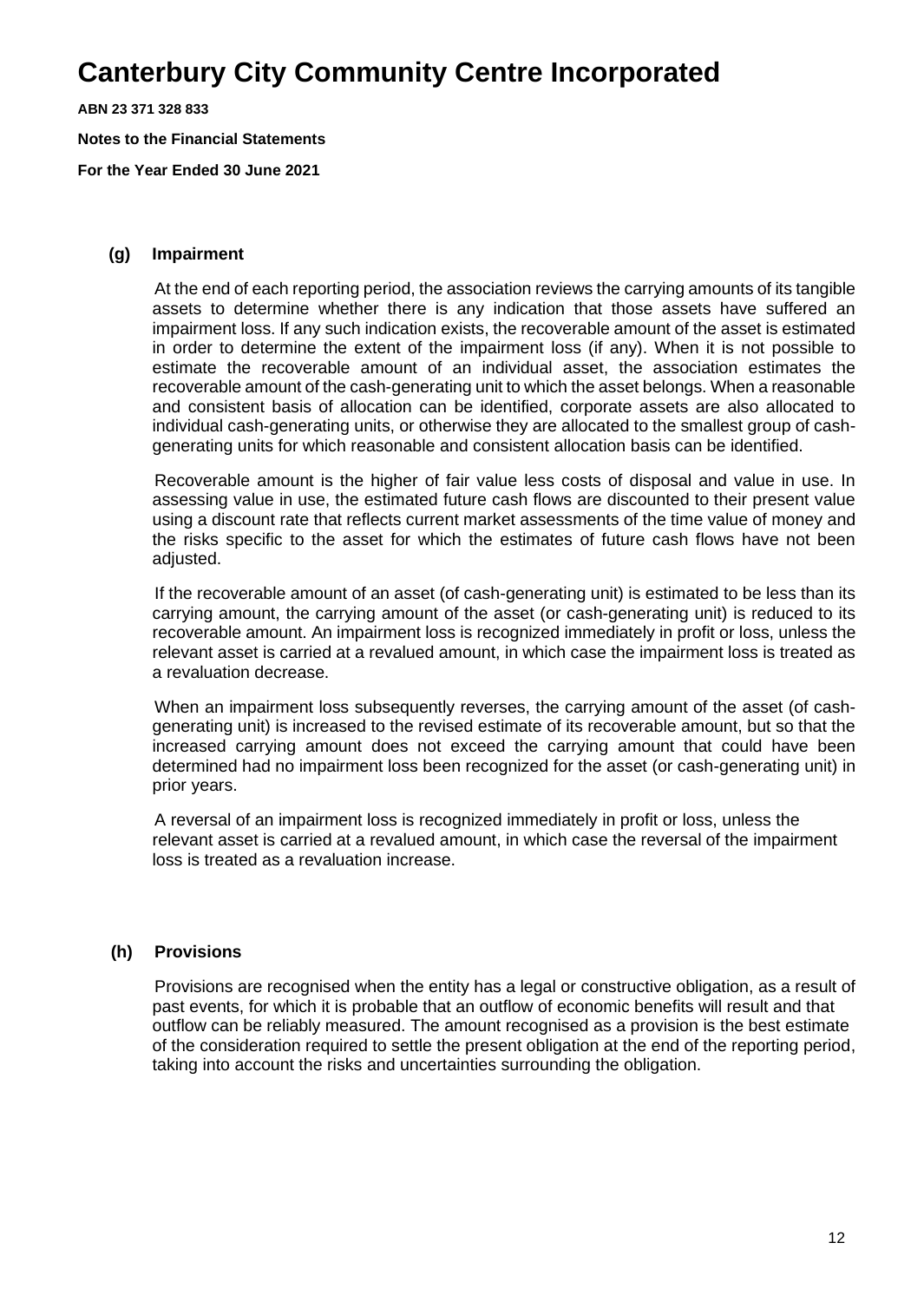# Canterbury City Community Centre Incorporated

**ABN 23 371 328 833**

**Notes to the Financial Statements**

**For the Year Ended 30 June 2021**

**(g) Impairment**

At the end of each reporting period, the association reviews the carrying amounts of its tangible assets to determine whether there is any indication that those assets have suffered an impairment loss. If any such indication exists, the recoverable amount of the asset is estimated in order to determine the extent of the impairment loss (if any). When it is not possible to estimate the recoverable amount of an individual asset, the association estimates the recoverable amount of the cash-generating unit to which the asset belongs. When a reasonable and consistent basis of allocation can be identified, corporate assets are also allocated to individual cash-generating units, or otherwise they are allocated to the smallest group of cash-generating units for which reasonable and consistent allocation basis can be identified.

Recoverable amount is the higher of fair value less costs of disposal and value in use. In assessing value in use, the estimated future cash flows are discounted to their present value using a discount rate that reflects current market assessments of the time value of money and the risks specific to the asset for which the estimates of future cash flows have not been adjusted.

If the recoverable amount of an asset (of cash-generating unit) is estimated to be less than its carrying amount, the carrying amount of the asset (or cash-generating unit) is reduced to its recoverable amount. An impairment loss is recognized immediately in profit or loss, unless the relevant asset is carried at a revalued amount, in which case the impairment loss is treated as a revaluation decrease.

When an impairment loss subsequently reverses, the carrying amount of the asset (of cash-generating unit) is increased to the revised estimate of its recoverable amount, but so that the increased carrying amount does not exceed the carrying amount that could have been determined had no impairment loss been recognized for the asset (or cash-generating unit) in prior years.

A reversal of an impairment loss is recognized immediately in profit or loss, unless the relevant asset is carried at a revalued amount, in which case the reversal of the impairment loss is treated as a revaluation increase.

**(h) Provisions**

Provisions are recognised when the entity has a legal or constructive obligation, as a result of past events, for which it is probable that an outflow of economic benefits will result and that outflow can be reliably measured. The amount recognised as a provision is the best estimate of the consideration required to settle the present obligation at the end of the reporting period, taking into account the risks and uncertainties surrounding the obligation.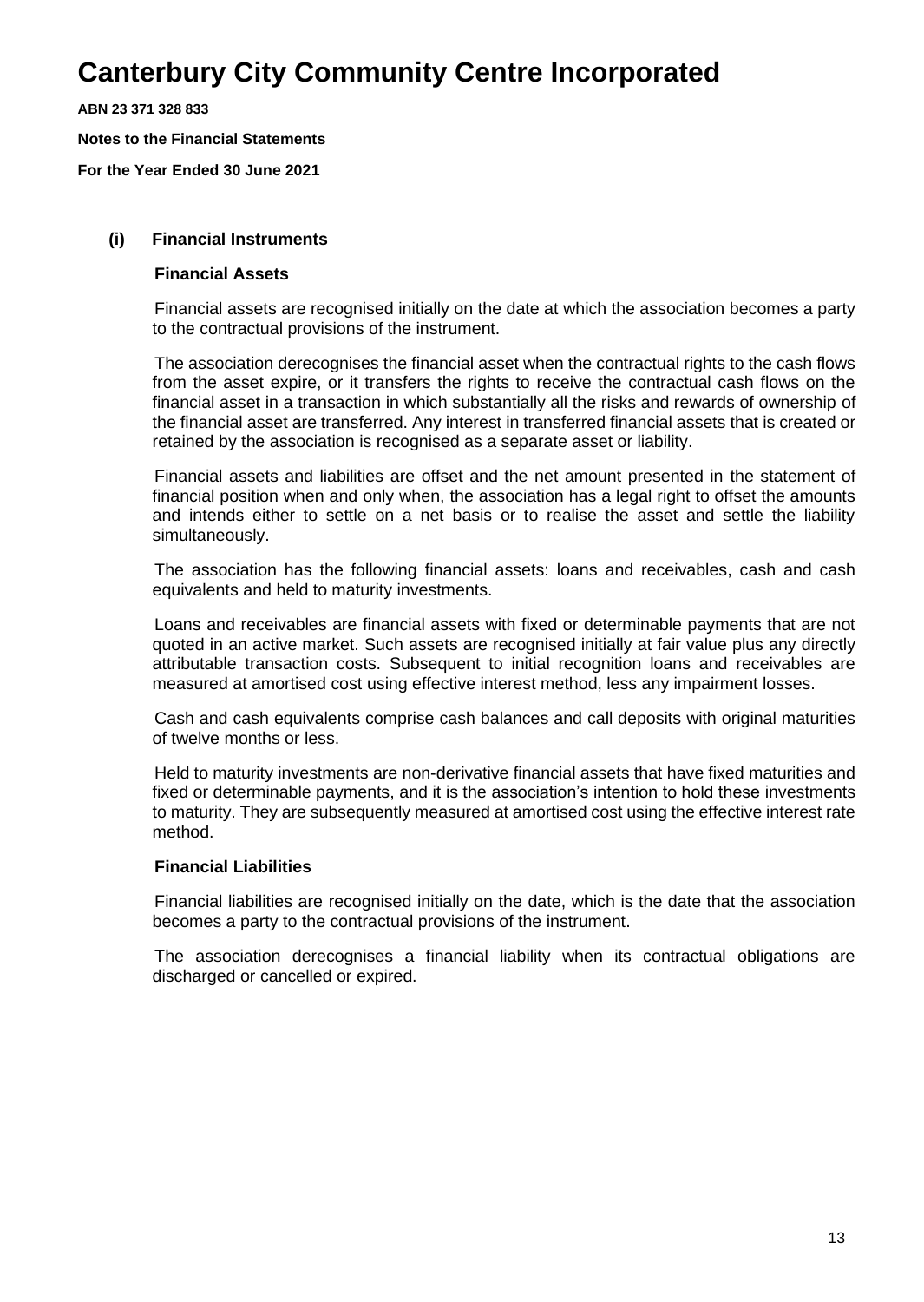# Canterbury City Community Centre Incorporated

**ABN 23 371 328 833**

**Notes to the Financial Statements**

**For the Year Ended 30 June 2021**

### (i) Financial Instruments

**Financial Assets**

Financial assets are recognised initially on the date at which the association becomes a party to the contractual provisions of the instrument.

The association derecognises the financial asset when the contractual rights to the cash flows from the asset expire, or it transfers the rights to receive the contractual cash flows on the financial asset in a transaction in which substantially all the risks and rewards of ownership of the financial asset are transferred. Any interest in transferred financial assets that is created or retained by the association is recognised as a separate asset or liability.

Financial assets and liabilities are offset and the net amount presented in the statement of financial position when and only when, the association has a legal right to offset the amounts and intends either to settle on a net basis or to realise the asset and settle the liability simultaneously.

The association has the following financial assets: loans and receivables, cash and cash equivalents and held to maturity investments.

Loans and receivables are financial assets with fixed or determinable payments that are not quoted in an active market. Such assets are recognised initially at fair value plus any directly attributable transaction costs. Subsequent to initial recognition loans and receivables are measured at amortised cost using effective interest method, less any impairment losses.

Cash and cash equivalents comprise cash balances and call deposits with original maturities of twelve months or less.

Held to maturity investments are non-derivative financial assets that have fixed maturities and fixed or determinable payments, and it is the association's intention to hold these investments to maturity. They are subsequently measured at amortised cost using the effective interest rate method.

**Financial Liabilities**

Financial liabilities are recognised initially on the date, which is the date that the association becomes a party to the contractual provisions of the instrument.

The association derecognises a financial liability when its contractual obligations are discharged or cancelled or expired.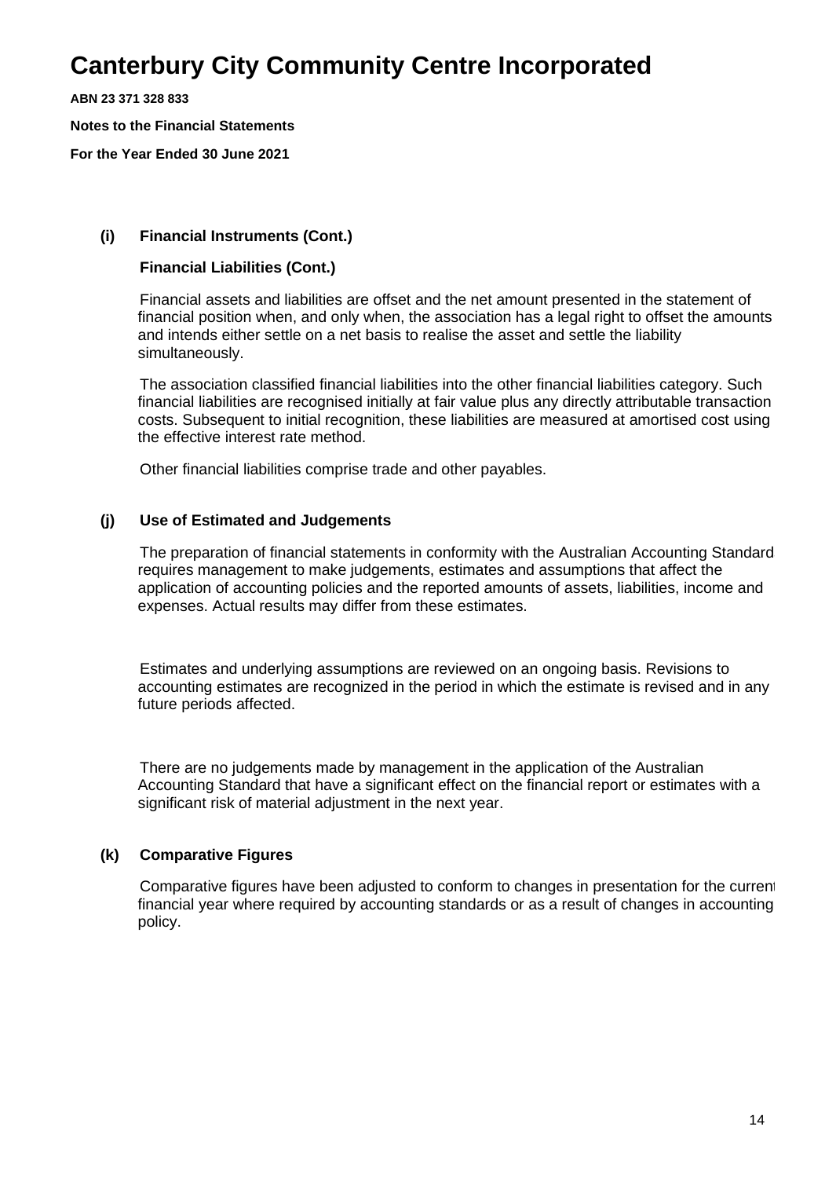# Canterbury City Community Centre Incorporated

**ABN 23 371 328 833**

**Notes to the Financial Statements**

**For the Year Ended 30 June 2021**

### (i) Financial Instruments (Cont.)

**Financial Liabilities (Cont.)**

Financial assets and liabilities are offset and the net amount presented in the statement of financial position when, and only when, the association has a legal right to offset the amounts and intends either settle on a net basis to realise the asset and settle the liability simultaneously.

The association classified financial liabilities into the other financial liabilities category. Such financial liabilities are recognised initially at fair value plus any directly attributable transaction costs. Subsequent to initial recognition, these liabilities are measured at amortised cost using the effective interest rate method.

Other financial liabilities comprise trade and other payables.

### (j) Use of Estimated and Judgements

The preparation of financial statements in conformity with the Australian Accounting Standard requires management to make judgements, estimates and assumptions that affect the application of accounting policies and the reported amounts of assets, liabilities, income and expenses. Actual results may differ from these estimates.

Estimates and underlying assumptions are reviewed on an ongoing basis. Revisions to accounting estimates are recognized in the period in which the estimate is revised and in any future periods affected.

There are no judgements made by management in the application of the Australian Accounting Standard that have a significant effect on the financial report or estimates with a significant risk of material adjustment in the next year.

### (k) Comparative Figures

Comparative figures have been adjusted to conform to changes in presentation for the current financial year where required by accounting standards or as a result of changes in accounting policy.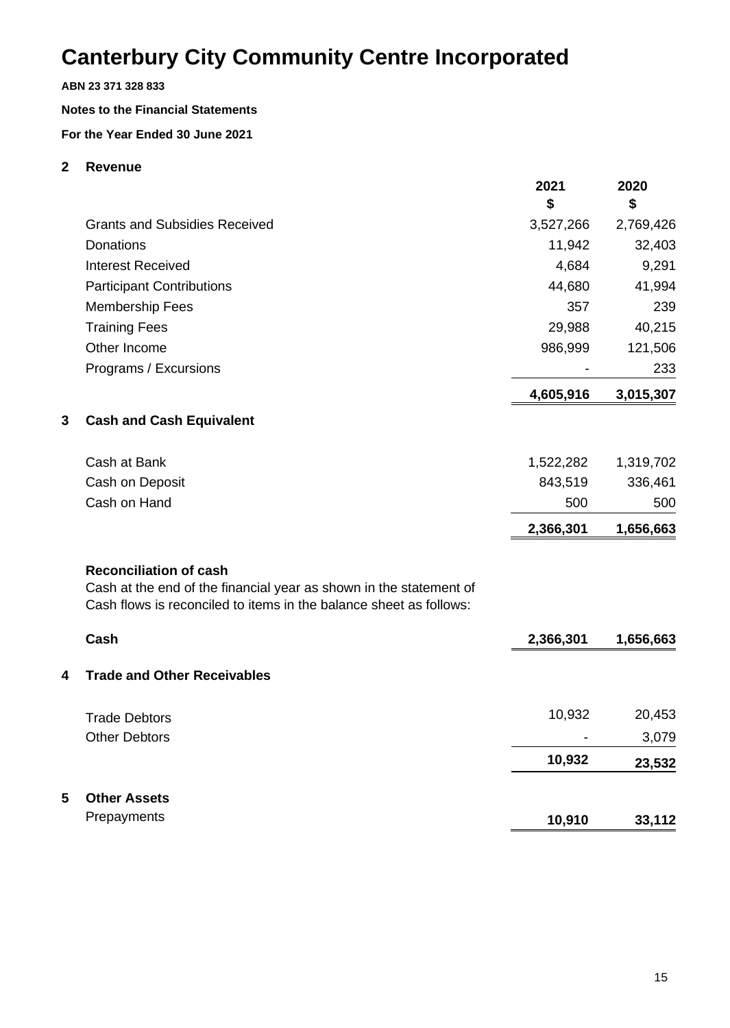# Canterbury City Community Centre Incorporated

**ABN 23 371 328 833**

**Notes to the Financial Statements**

**For the Year Ended 30 June 2021**

## 2 Revenue

| | 2021 $ | 2020 $ |
|---|---|---|
| Grants and Subsidies Received | 3,527,266 | 2,769,426 |
| Donations | 11,942 | 32,403 |
| Interest Received | 4,684 | 9,291 |
| Participant Contributions | 44,680 | 41,994 |
| Membership Fees | 357 | 239 |
| Training Fees | 29,988 | 40,215 |
| Other Income | 986,999 | 121,506 |
| Programs / Excursions | - | 233 |
| | **4,605,916** | **3,015,307** |

## 3 Cash and Cash Equivalent

| | 2021 $ | 2020 $ |
|---|---|---|
| Cash at Bank | 1,522,282 | 1,319,702 |
| Cash on Deposit | 843,519 | 336,461 |
| Cash on Hand | 500 | 500 |
| | **2,366,301** | **1,656,663** |

**Reconciliation of cash**

Cash at the end of the financial year as shown in the statement of Cash flows is reconciled to items in the balance sheet as follows:

| | 2021 $ | 2020 $ |
|---|---|---|
| **Cash** | **2,366,301** | **1,656,663** |

## 4 Trade and Other Receivables

| | 2021 $ | 2020 $ |
|---|---|---|
| Trade Debtors | 10,932 | 20,453 |
| Other Debtors | - | 3,079 |
| | **10,932** | **23,532** |

## 5 Other Assets

| | 2021 $ | 2020 $ |
|---|---|---|
| Prepayments | **10,910** | **33,112** |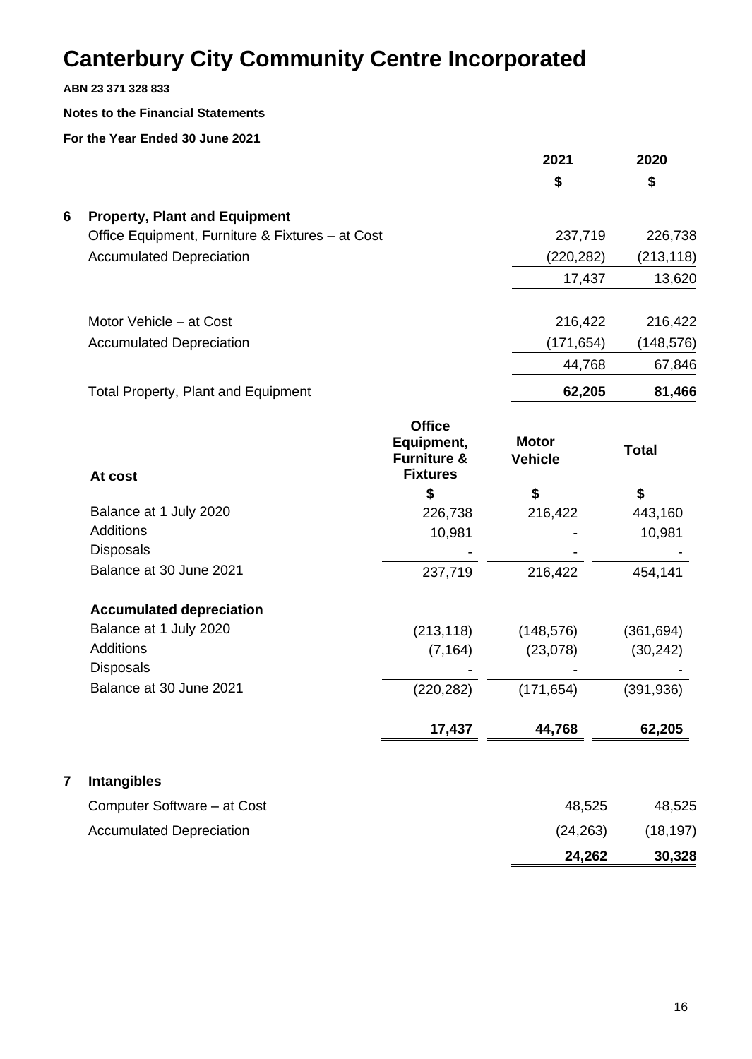# Canterbury City Community Centre Incorporated

**ABN 23 371 328 833**

**Notes to the Financial Statements**

**For the Year Ended 30 June 2021**

| | 2021 | 2020 |
|---|---|---|
| | $ | $ |
| **6 Property, Plant and Equipment** | | |
| Office Equipment, Furniture & Fixtures – at Cost | 237,719 | 226,738 |
| Accumulated Depreciation | (220,282) | (213,118) |
| | 17,437 | 13,620 |
| Motor Vehicle – at Cost | 216,422 | 216,422 |
| Accumulated Depreciation | (171,654) | (148,576) |
| | 44,768 | 67,846 |
| Total Property, Plant and Equipment | **62,205** | **81,466** |

| **At cost** | **Office Equipment, Furniture & Fixtures** | **Motor Vehicle** | **Total** |
|---|---|---|---|
| | $ | $ | $ |
| Balance at 1 July 2020 | 226,738 | 216,422 | 443,160 |
| Additions | 10,981 | - | 10,981 |
| Disposals | - | - | - |
| Balance at 30 June 2021 | 237,719 | 216,422 | 454,141 |
| **Accumulated depreciation** | | | |
| Balance at 1 July 2020 | (213,118) | (148,576) | (361,694) |
| Additions | (7,164) | (23,078) | (30,242) |
| Disposals | - | - | - |
| Balance at 30 June 2021 | (220,282) | (171,654) | (391,936) |
| | **17,437** | **44,768** | **62,205** |

| | 2021 | 2020 |
|---|---|---|
| **7 Intangibles** | | |
| Computer Software – at Cost | 48,525 | 48,525 |
| Accumulated Depreciation | (24,263) | (18,197) |
| | **24,262** | **30,328** |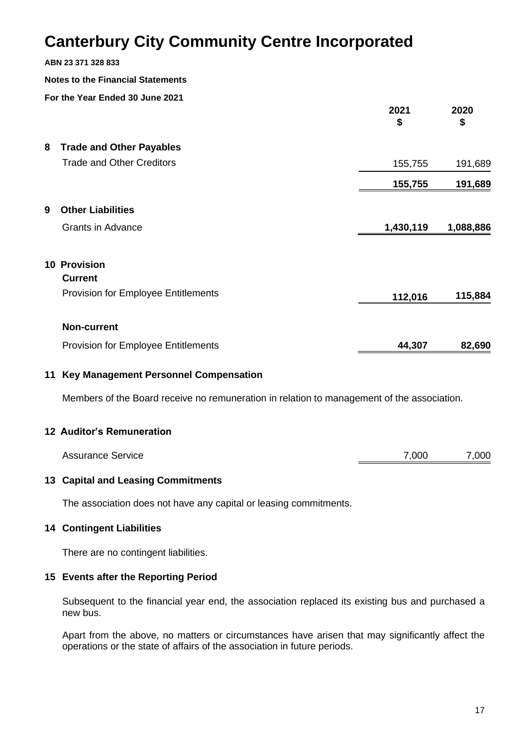# Canterbury City Community Centre Incorporated

**ABN 23 371 328 833**

**Notes to the Financial Statements**

**For the Year Ended 30 June 2021**

| | 2021 $ | 2020 $ |
|---|---|---|
| **8 Trade and Other Payables** | | |
| Trade and Other Creditors | 155,755 | 191,689 |
| | **155,755** | **191,689** |
| **9 Other Liabilities** | | |
| Grants in Advance | **1,430,119** | **1,088,886** |
| **10 Provision** | | |
| **Current** | | |
| Provision for Employee Entitlements | **112,016** | **115,884** |
| **Non-current** | | |
| Provision for Employee Entitlements | **44,307** | **82,690** |

## 11 Key Management Personnel Compensation

Members of the Board receive no remuneration in relation to management of the association.

## 12 Auditor's Remuneration

| | 2021 $ | 2020 $ |
|---|---|---|
| Assurance Service | 7,000 | 7,000 |

## 13 Capital and Leasing Commitments

The association does not have any capital or leasing commitments.

## 14 Contingent Liabilities

There are no contingent liabilities.

## 15 Events after the Reporting Period

Subsequent to the financial year end, the association replaced its existing bus and purchased a new bus.

Apart from the above, no matters or circumstances have arisen that may significantly affect the operations or the state of affairs of the association in future periods.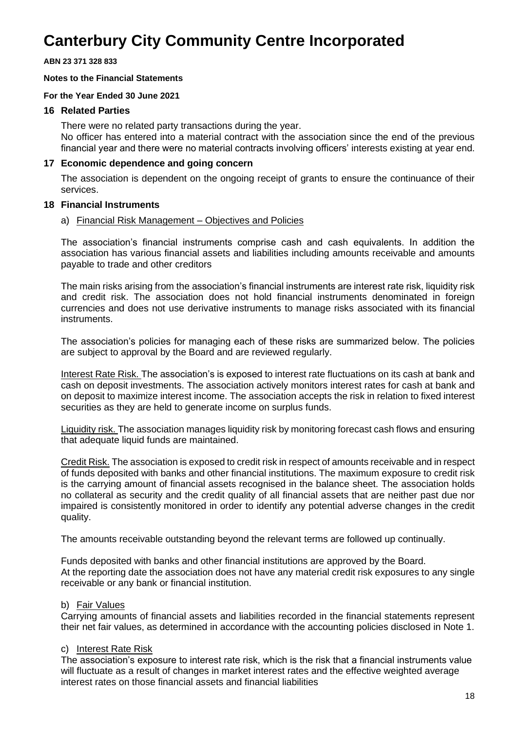# Canterbury City Community Centre Incorporated

**ABN 23 371 328 833**

**Notes to the Financial Statements**

**For the Year Ended 30 June 2021**

## 16 Related Parties

There were no related party transactions during the year.
No officer has entered into a material contract with the association since the end of the previous financial year and there were no material contracts involving officers' interests existing at year end.

## 17 Economic dependence and going concern

The association is dependent on the ongoing receipt of grants to ensure the continuance of their services.

## 18 Financial Instruments

### a) Financial Risk Management – Objectives and Policies

The association's financial instruments comprise cash and cash equivalents. In addition the association has various financial assets and liabilities including amounts receivable and amounts payable to trade and other creditors

The main risks arising from the association's financial instruments are interest rate risk, liquidity risk and credit risk. The association does not hold financial instruments denominated in foreign currencies and does not use derivative instruments to manage risks associated with its financial instruments.

The association's policies for managing each of these risks are summarized below. The policies are subject to approval by the Board and are reviewed regularly.

Interest Rate Risk. The association's is exposed to interest rate fluctuations on its cash at bank and cash on deposit investments. The association actively monitors interest rates for cash at bank and on deposit to maximize interest income. The association accepts the risk in relation to fixed interest securities as they are held to generate income on surplus funds.

Liquidity risk. The association manages liquidity risk by monitoring forecast cash flows and ensuring that adequate liquid funds are maintained.

Credit Risk. The association is exposed to credit risk in respect of amounts receivable and in respect of funds deposited with banks and other financial institutions. The maximum exposure to credit risk is the carrying amount of financial assets recognised in the balance sheet. The association holds no collateral as security and the credit quality of all financial assets that are neither past due nor impaired is consistently monitored in order to identify any potential adverse changes in the credit quality.

The amounts receivable outstanding beyond the relevant terms are followed up continually.

Funds deposited with banks and other financial institutions are approved by the Board.
At the reporting date the association does not have any material credit risk exposures to any single receivable or any bank or financial institution.

### b) Fair Values

Carrying amounts of financial assets and liabilities recorded in the financial statements represent their net fair values, as determined in accordance with the accounting policies disclosed in Note 1.

### c) Interest Rate Risk

The association's exposure to interest rate risk, which is the risk that a financial instruments value will fluctuate as a result of changes in market interest rates and the effective weighted average interest rates on those financial assets and financial liabilities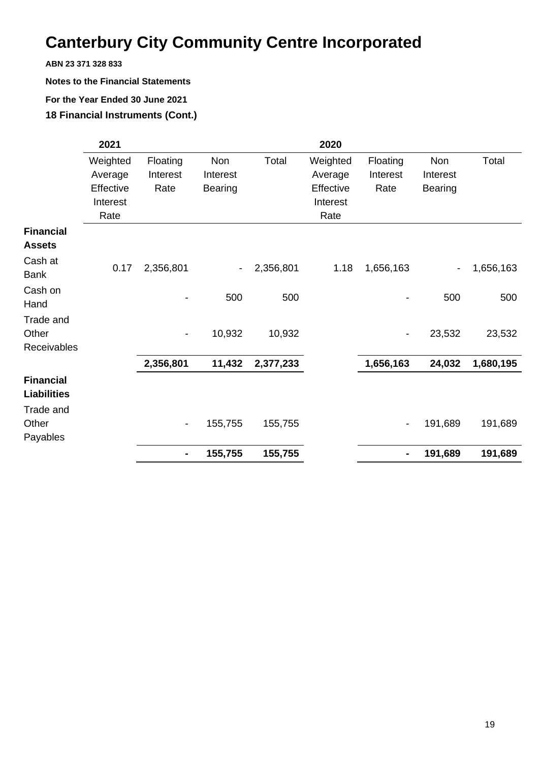# Canterbury City Community Centre Incorporated

**ABN 23 371 328 833**

**Notes to the Financial Statements**

**For the Year Ended 30 June 2021**

**18 Financial Instruments (Cont.)**

| | 2021 | | | | 2020 | | | |
|---|---|---|---|---|---|---|---|---|
| | Weighted Average Effective Interest Rate | Floating Interest Rate | Non Interest Bearing | Total | Weighted Average Effective Interest Rate | Floating Interest Rate | Non Interest Bearing | Total |
| **Financial Assets** | | | | | | | | |
| Cash at Bank | 0.17 | 2,356,801 | - | 2,356,801 | 1.18 | 1,656,163 | - | 1,656,163 |
| Cash on Hand | | - | 500 | 500 | | - | 500 | 500 |
| Trade and Other Receivables | | - | 10,932 | 10,932 | | - | 23,532 | 23,532 |
| | | **2,356,801** | **11,432** | **2,377,233** | | **1,656,163** | **24,032** | **1,680,195** |
| **Financial Liabilities** | | | | | | | | |
| Trade and Other Payables | | - | 155,755 | 155,755 | | - | 191,689 | 191,689 |
| | | **-** | **155,755** | **155,755** | | **-** | **191,689** | **191,689** |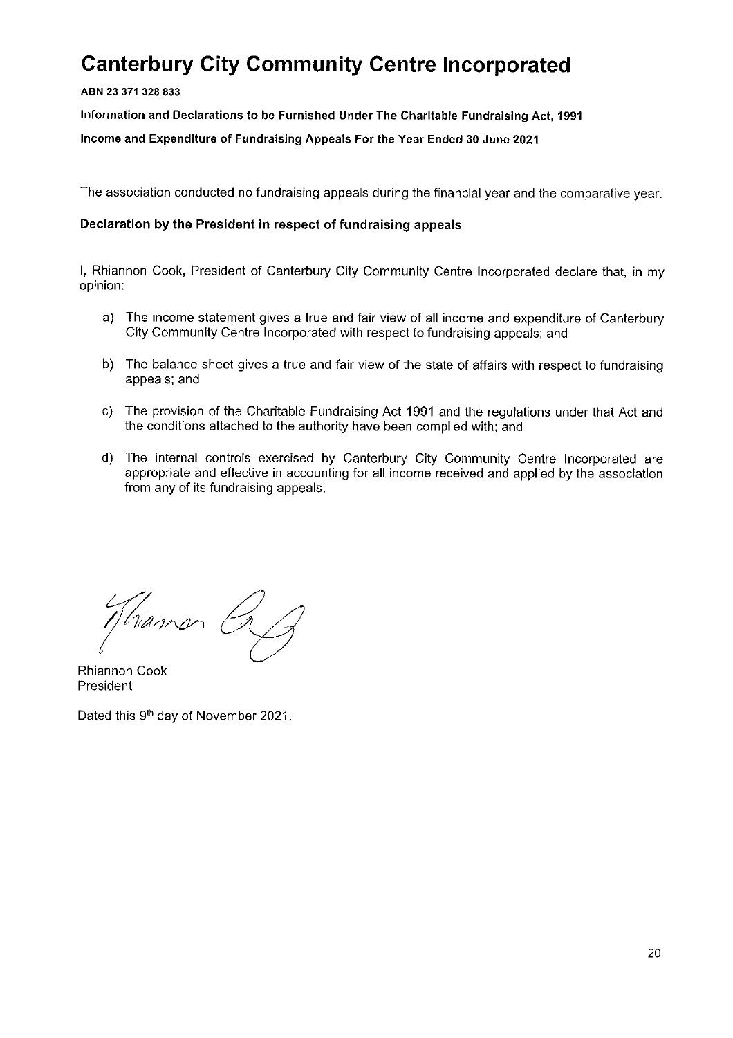# Canterbury City Community Centre Incorporated

**ABN 23 371 328 833**

**Information and Declarations to be Furnished Under The Charitable Fundraising Act, 1991**

**Income and Expenditure of Fundraising Appeals For the Year Ended 30 June 2021**

The association conducted no fundraising appeals during the financial year and the comparative year.

### Declaration by the President in respect of fundraising appeals

I, Rhiannon Cook, President of Canterbury City Community Centre Incorporated declare that, in my opinion:

a) The income statement gives a true and fair view of all income and expenditure of Canterbury City Community Centre Incorporated with respect to fundraising appeals; and

b) The balance sheet gives a true and fair view of the state of affairs with respect to fundraising appeals; and

c) The provision of the Charitable Fundraising Act 1991 and the regulations under that Act and the conditions attached to the authority have been complied with; and

d) The internal controls exercised by Canterbury City Community Centre Incorporated are appropriate and effective in accounting for all income received and applied by the association from any of its fundraising appeals.

Rhiannon Cook
President

Dated this 9th day of November 2021.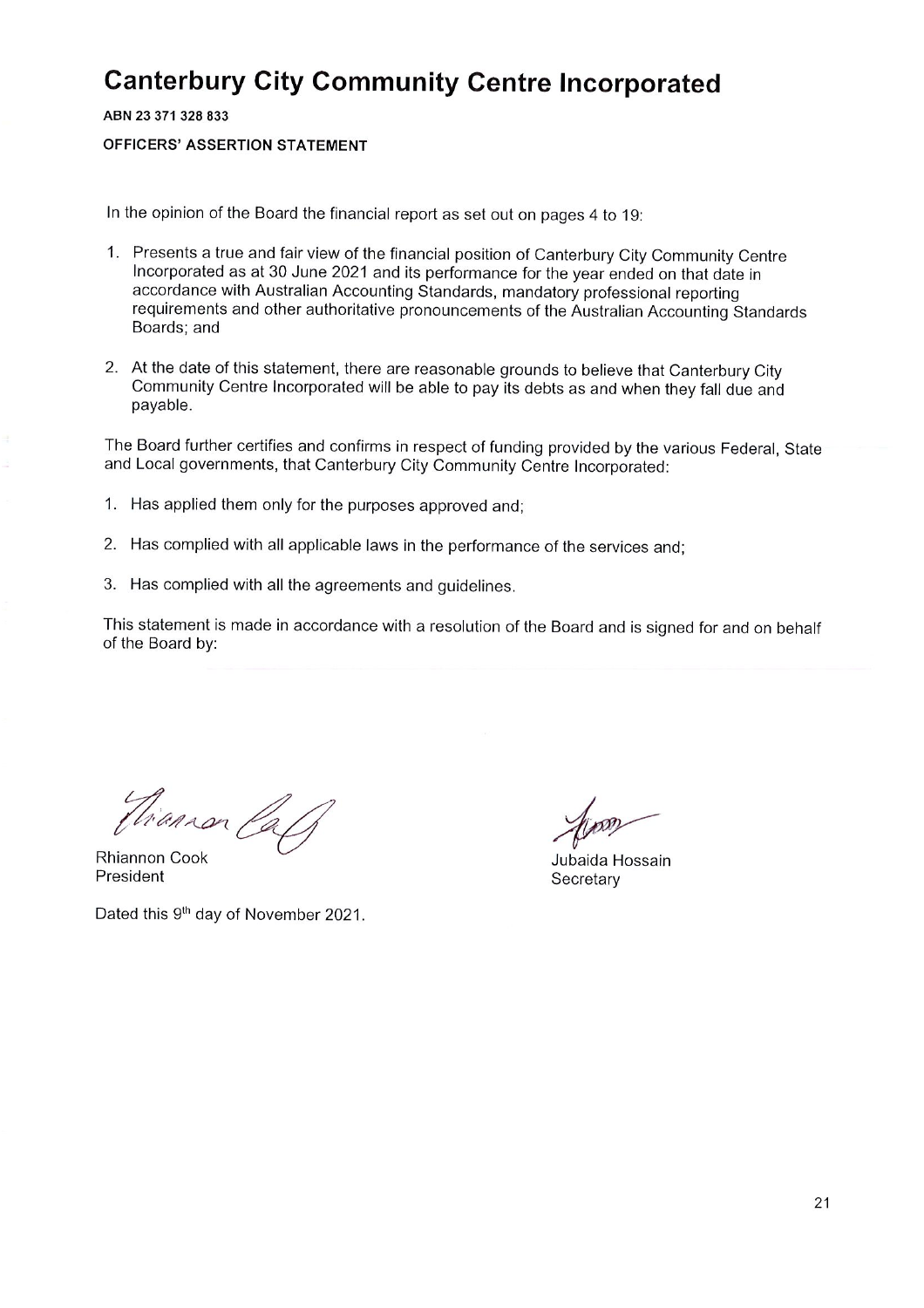# Canterbury City Community Centre Incorporated

**ABN 23 371 328 833**

**OFFICERS' ASSERTION STATEMENT**

In the opinion of the Board the financial report as set out on pages 4 to 19:

1. Presents a true and fair view of the financial position of Canterbury City Community Centre Incorporated as at 30 June 2021 and its performance for the year ended on that date in accordance with Australian Accounting Standards, mandatory professional reporting requirements and other authoritative pronouncements of the Australian Accounting Standards Boards; and

2. At the date of this statement, there are reasonable grounds to believe that Canterbury City Community Centre Incorporated will be able to pay its debts as and when they fall due and payable.

The Board further certifies and confirms in respect of funding provided by the various Federal, State and Local governments, that Canterbury City Community Centre Incorporated:

1. Has applied them only for the purposes approved and;

2. Has complied with all applicable laws in the performance of the services and;

3. Has complied with all the agreements and guidelines.

This statement is made in accordance with a resolution of the Board and is signed for and on behalf of the Board by:

Rhiannon Cook
President

Jubaida Hossain
Secretary

Dated this 9th day of November 2021.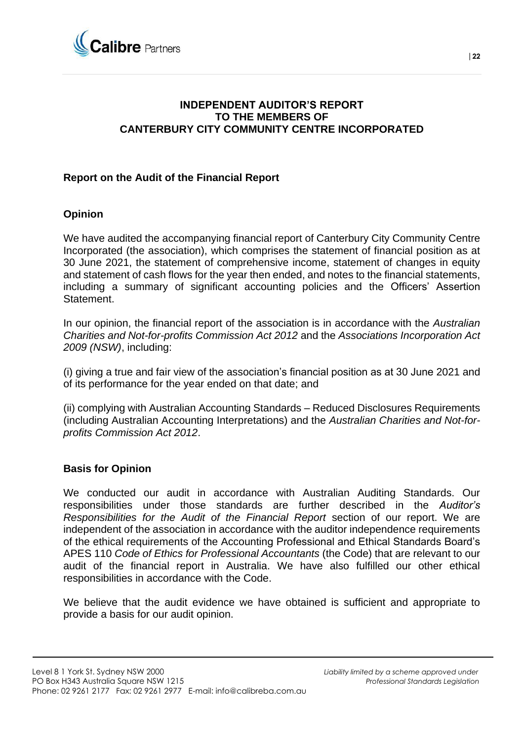# INDEPENDENT AUDITOR'S REPORT
# TO THE MEMBERS OF
# CANTERBURY CITY COMMUNITY CENTRE INCORPORATED

## Report on the Audit of the Financial Report

### Opinion

We have audited the accompanying financial report of Canterbury City Community Centre Incorporated (the association), which comprises the statement of financial position as at 30 June 2021, the statement of comprehensive income, statement of changes in equity and statement of cash flows for the year then ended, and notes to the financial statements, including a summary of significant accounting policies and the Officers' Assertion Statement.

In our opinion, the financial report of the association is in accordance with the *Australian Charities and Not-for-profits Commission Act 2012* and the *Associations Incorporation Act 2009 (NSW)*, including:

(i) giving a true and fair view of the association's financial position as at 30 June 2021 and of its performance for the year ended on that date; and

(ii) complying with Australian Accounting Standards – Reduced Disclosures Requirements (including Australian Accounting Interpretations) and the *Australian Charities and Not-for-profits Commission Act 2012*.

### Basis for Opinion

We conducted our audit in accordance with Australian Auditing Standards. Our responsibilities under those standards are further described in the *Auditor's Responsibilities for the Audit of the Financial Report* section of our report. We are independent of the association in accordance with the auditor independence requirements of the ethical requirements of the Accounting Professional and Ethical Standards Board's APES 110 *Code of Ethics for Professional Accountants* (the Code) that are relevant to our audit of the financial report in Australia. We have also fulfilled our other ethical responsibilities in accordance with the Code.

We believe that the audit evidence we have obtained is sufficient and appropriate to provide a basis for our audit opinion.

Level 8 1 York St. Sydney NSW 2000
PO Box H343 Australia Square NSW 1215
Phone: 02 9261 2177 Fax: 02 9261 2977 E-mail: info@calibreba.com.au

*Liability limited by a scheme approved under Professional Standards Legislation*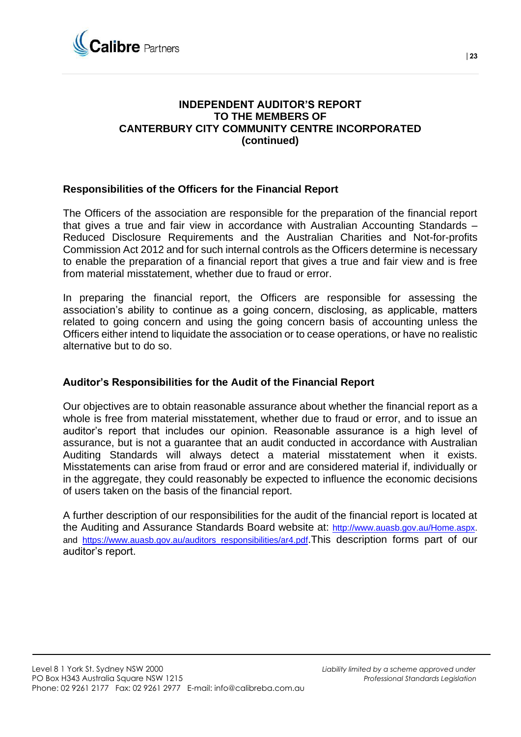**INDEPENDENT AUDITOR'S REPORT**
**TO THE MEMBERS OF**
**CANTERBURY CITY COMMUNITY CENTRE INCORPORATED**
**(continued)**

## Responsibilities of the Officers for the Financial Report

The Officers of the association are responsible for the preparation of the financial report that gives a true and fair view in accordance with Australian Accounting Standards – Reduced Disclosure Requirements and the Australian Charities and Not-for-profits Commission Act 2012 and for such internal controls as the Officers determine is necessary to enable the preparation of a financial report that gives a true and fair view and is free from material misstatement, whether due to fraud or error.

In preparing the financial report, the Officers are responsible for assessing the association's ability to continue as a going concern, disclosing, as applicable, matters related to going concern and using the going concern basis of accounting unless the Officers either intend to liquidate the association or to cease operations, or have no realistic alternative but to do so.

## Auditor's Responsibilities for the Audit of the Financial Report

Our objectives are to obtain reasonable assurance about whether the financial report as a whole is free from material misstatement, whether due to fraud or error, and to issue an auditor's report that includes our opinion. Reasonable assurance is a high level of assurance, but is not a guarantee that an audit conducted in accordance with Australian Auditing Standards will always detect a material misstatement when it exists. Misstatements can arise from fraud or error and are considered material if, individually or in the aggregate, they could reasonably be expected to influence the economic decisions of users taken on the basis of the financial report.

A further description of our responsibilities for the audit of the financial report is located at the Auditing and Assurance Standards Board website at: http://www.auasb.gov.au/Home.aspx. and https://www.auasb.gov.au/auditors_responsibilities/ar4.pdf.This description forms part of our auditor's report.

Level 8 1 York St. Sydney NSW 2000
PO Box H343 Australia Square NSW 1215
Phone: 02 9261 2177 Fax: 02 9261 2977 E-mail: info@calibreba.com.au

*Liability limited by a scheme approved under Professional Standards Legislation*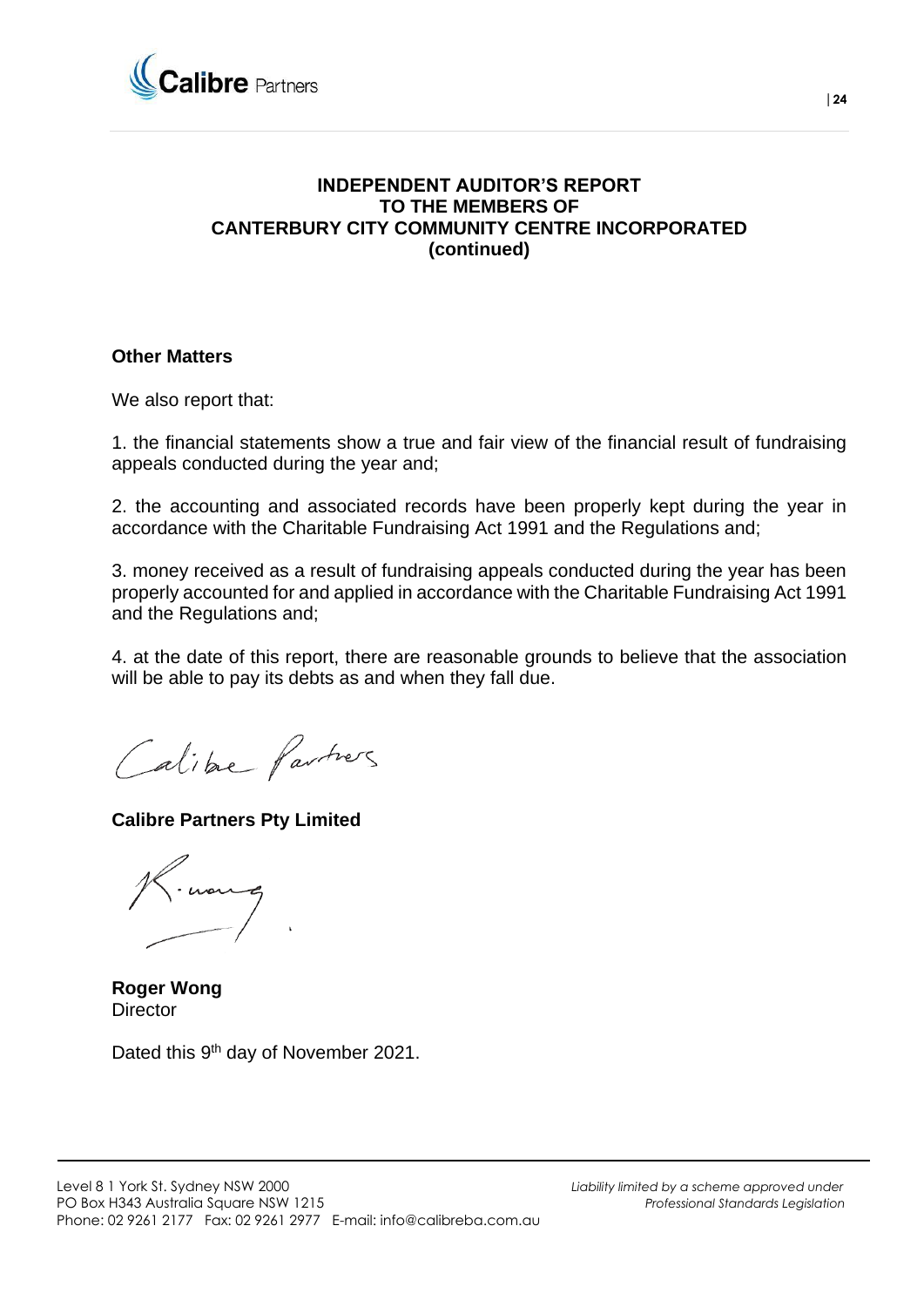**INDEPENDENT AUDITOR'S REPORT**
**TO THE MEMBERS OF**
**CANTERBURY CITY COMMUNITY CENTRE INCORPORATED**
**(continued)**

**Other Matters**

We also report that:

1. the financial statements show a true and fair view of the financial result of fundraising appeals conducted during the year and;

2. the accounting and associated records have been properly kept during the year in accordance with the Charitable Fundraising Act 1991 and the Regulations and;

3. money received as a result of fundraising appeals conducted during the year has been properly accounted for and applied in accordance with the Charitable Fundraising Act 1991 and the Regulations and;

4. at the date of this report, there are reasonable grounds to believe that the association will be able to pay its debts as and when they fall due.

**Calibre Partners Pty Limited**

**Roger Wong**
Director

Dated this 9th day of November 2021.